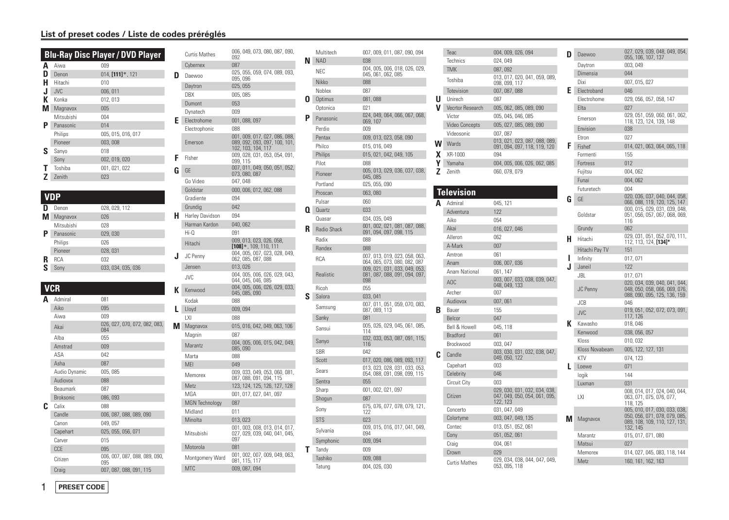## List of preset codes / Liste de codes préréglés

### Blu-Ray Disc Player / DVD Player

| | Brand | Codes |
|---|---|---|
| A | Aiwa | 009 |
| D | Denon | 014, **[111]***, 121 |
| H | Hitachi | 010 |
| J | JVC | 006, 011 |
| K | Konka | 012, 013 |
| M | Magnavox | 005 |
| | Mitsubishi | 004 |
| P | Panasonic | 014 |
| | Philips | 005, 015, 016, 017 |
| | Pioneer | 003, 008 |
| S | Sanyo | 018 |
| | Sony | 002, 019, 020 |
| T | Toshiba | 001, 021, 022 |
| Z | Zenith | 023 |

### VDP

| | Brand | Codes |
|---|---|---|
| D | Denon | 028, 029, 112 |
| M | Magnavox | 026 |
| | Mitsubishi | 028 |
| P | Panasonic | 029, 030 |
| | Philips | 026 |
| | Pioneer | 028, 031 |
| R | RCA | 032 |
| S | Sony | 033, 034, 035, 036 |

### VCR

| | Brand | Codes |
|---|---|---|
| A | Admiral | 081 |
| | Aiko | 095 |
| | Aiwa | 009 |
| | Akai | 026, 027, 070, 072, 082, 083, 084 |
| | Alba | 055 |
| | Amstrad | 009 |
| | ASA | 042 |
| | Asha | 087 |
| | Audio Dynamic | 005, 085 |
| | Audiovox | 088 |
| | Beaumark | 087 |
| | Broksonic | 086, 093 |
| C | Calix | 088 |
| | Candle | 006, 087, 088, 089, 090 |
| | Canon | 049, 057 |
| | Capehart | 025, 055, 056, 071 |
| | Carver | 015 |
| | CCE | 095 |
| | Citizen | 006, 007, 087, 088, 089, 090, 095 |
| | Craig | 007, 087, 088, 091, 115 |
| | Curtis Mathes | 006, 049, 073, 080, 087, 090, 092 |
| | Cybernex | 087 |
| D | Daewoo | 025, 055, 059, 074, 089, 093, 095, 096 |
| | Daytron | 025, 055 |
| | DBX | 005, 085 |
| | Dumont | 053 |
| | Dynatech | 009 |
| E | Electrohome | 001, 088, 097 |
| | Electrophonic | 088 |
| | Emerson | 001, 009, 017, 027, 086, 088, 089, 092, 093, 097, 100, 101, 102, 103, 104, 117 |
| F | Fisher | 009, 028, 031, 053, 054, 091, 099, 115 |
| G | GE | 007, 011, 049, 050, 051, 052, 073, 080, 087 |
| | Go Video | 047, 048 |
| | Goldstar | 000, 006, 012, 062, 088 |
| | Gradiente | 094 |
| | Grundig | 042 |
| H | Harley Davidson | 094 |
| | Harman Kardon | 040, 062 |
| | Hi-Q | 091 |
| | Hitachi | 009, 013, 023, 026, 058, **[108]***, 109, 110, 111 |
| J | JC Penny | 004, 005, 007, 023, 028, 049, 062, 085, 087, 088 |
| | Jensen | 013, 026 |
| | JVC | 004, 005, 006, 026, 029, 043, 044, 045, 046, 085 |
| K | Kenwood | 004, 005, 006, 026, 029, 033, 045, 085, 090 |
| | Kodak | 088 |
| L | Lloyd | 009, 094 |
| | LXI | 088 |
| M | Magnavox | 015, 016, 042, 049, 063, 106 |
| | Magnin | 087 |
| | Marantz | 004, 005, 006, 015, 042, 049, 085, 090 |
| | Marta | 088 |
| | MEI | 049 |
| | Memorex | 009, 033, 049, 053, 060, 081, 087, 088, 091, 094, 115 |
| | Metz | 123, 124, 125, 126, 127, 128 |
| | MGA | 001, 017, 027, 041, 097 |
| | MGN Technology | 087 |
| | Midland | 011 |
| | Minolta | 013, 023 |
| | Mitsubishi | 001, 003, 008, 013, 014, 017, 027, 029, 039, 040, 041, 045, 097 |
| | Motorola | 081 |
| | Montgomery Ward | 001, 002, 007, 009, 049, 063, 081, 115, 117 |
| | MTC | 009, 087, 094 |
| | Multitech | 007, 009, 011, 087, 090, 094 |
| N | NAD | 038 |
| | NEC | 004, 005, 006, 018, 026, 029, 045, 061, 062, 085 |
| | Nikko | 088 |
| | Noblex | 087 |
| O | Optimus | 081, 088 |
| | Optonica | 021 |
| P | Panasonic | 024, 049, 064, 066, 067, 068, 069, 107 |
| | Perdio | 009 |
| | Pentax | 009, 013, 023, 058, 090 |
| | Philco | 015, 016, 049 |
| | Philips | 015, 021, 042, 049, 105 |
| | Pilot | 088 |
| | Pioneer | 005, 013, 029, 036, 037, 038, 045, 085 |
| | Portland | 025, 055, 090 |
| | Proscan | 063, 080 |
| | Pulsar | 060 |
| Q | Quartz | 033 |
| | Quasar | 034, 035, 049 |
| R | Radio Shack | 001, 002, 021, 081, 087, 088, 091, 094, 097, 098, 115 |
| | Radix | 088 |
| | Randex | 088 |
| | RCA | 007, 013, 019, 023, 058, 063, 064, 065, 073, 080, 082, 087 |
| | Realistic | 009, 021, 031, 033, 049, 053, 081, 087, 088, 091, 094, 097, 098 |
| | Ricoh | 055 |
| S | Salora | 033, 041 |
| | Samsung | 007, 011, 051, 059, 070, 083, 087, 089, 113 |
| | Sanky | 081 |
| | Sansui | 005, 026, 029, 045, 061, 085, 114 |
| | Sanyo | 032, 033, 053, 087, 091, 115, 116 |
| | SBR | 042 |
| | Scott | 017, 020, 086, 089, 093, 117 |
| | Sears | 013, 023, 028, 031, 033, 053, 054, 088, 091, 098, 099, 115 |
| | Sentra | 055 |
| | Sharp | 001, 002, 021, 097 |
| | Shogun | 087 |
| | Sony | 075, 076, 077, 078, 079, 121, 122 |
| | STS | 023 |
| | Sylvania | 009, 015, 016, 017, 041, 049, 094 |
| | Symphonic | 009, 094 |
| T | Tandy | 009 |
| | Tashiko | 009, 088 |
| | Tatung | 004, 026, 030 |
| | Teac | 004, 009, 026, 094 |
| | Technics | 024, 049 |
| | TMK | 087, 092 |
| | Toshiba | 013, 017, 020, 041, 059, 089, 098, 099, 117 |
| | Totevision | 007, 087, 088 |
| U | Unirech | 087 |
| V | Vecrtor Research | 005, 062, 085, 089, 090 |
| | Victor | 005, 045, 046, 085 |
| | Video Concepts | 005, 027, 085, 089, 090 |
| | Videosonic | 007, 087 |
| W | Wards | 013, 021, 023, 087, 088, 089, 091, 094, 097, 118, 119, 120 |
| X | XR-1000 | 094 |
| Y | Yamaha | 004, 005, 006, 026, 062, 085 |
| Z | Zenith | 060, 078, 079 |

### Television

| | Brand | Codes |
|---|---|---|
| A | Admiral | 045, 121 |
| | Adventura | 122 |
| | Aiko | 054 |
| | Akai | 016, 027, 046 |
| | Alleron | 062 |
| | A-Mark | 007 |
| | Amtron | 061 |
| | Anam | 006, 007, 036 |
| | Anam National | 061, 147 |
| | AOC | 003, 007, 033, 038, 039, 047, 048, 049, 133 |
| | Archer | 007 |
| | Audiovox | 007, 061 |
| B | Bauer | 155 |
| | Belcor | 047 |
| | Bell & Howell | 045, 118 |
| | Bradford | 061 |
| | Brockwood | 003, 047 |
| C | Candle | 003, 030, 031, 032, 038, 047, 049, 050, 122 |
| | Capehart | 003 |
| | Celebrity | 046 |
| | Circuit City | 003 |
| | Citizen | 029, 030, 031, 032, 034, 038, 047, 049, 050, 054, 061, 095, 122, 123 |
| | Concerto | 031, 047, 049 |
| | Colortyme | 003, 047, 049, 135 |
| | Contec | 013, 051, 052, 061 |
| | Cony | 051, 052, 061 |
| | Craig | 004, 061 |
| | Crown | 029 |
| | Curtis Mathes | 029, 034, 038, 044, 047, 049, 053, 095, 118 |
| D | Daewoo | 027, 029, 039, 048, 049, 054, 055, 106, 107, 137 |
| | Daytron | 003, 049 |
| | Dimensia | 044 |
| | Dixi | 007, 015, 027 |
| E | Electroband | 046 |
| | Electrohome | 029, 056, 057, 058, 147 |
| | Elta | 027 |
| | Emerson | 029, 051, 059, 060, 061, 062, 118, 123, 124, 139, 148 |
| | Envision | 038 |
| | Etron | 027 |
| F | Fisher | 014, 021, 063, 064, 065, 118 |
| | Formenti | 155 |
| | Fortress | 012 |
| | Fujitsu | 004, 062 |
| | Funai | 004, 062 |
| | Futuretech | 004 |
| G | GE | 020, 036, 037, 040, 044, 058, 066, 088, 119, 120, 125, 147 |
| | Goldstar | 000, 015, 029, 031, 039, 048, 051, 056, 057, 067, 068, 069, 116 |
| | Grundy | 062 |
| H | Hitachi | 029, 031, 051, 052, 070, 111, 112, 113, 124, **[134]*** |
| | Hitachi Pay TV | 151 |
| I | Infinity | 017, 071 |
| J | Janeil | 122 |
| | JBL | 017, 071 |
| | JC Penny | 020, 034, 039, 040, 041, 044, 048, 050, 058, 066, 069, 076, 088, 090, 095, 125, 136, 159 |
| | JCB | 046 |
| | JVC | 019, 051, 052, 072, 073, 091, 117, 126 |
| K | Kawasho | 018, 046 |
| | Kenwood | 038, 056, 057 |
| | Kloss | 010, 032 |
| | Kloss Novabeam | 005, 122, 127, 131 |
| | KTV | 074, 123 |
| L | Loewe | 071 |
| | logik | 144 |
| | Luxman | 031 |
| | LXI | 008, 014, 017, 024, 040, 044, 063, 071, 075, 076, 077, 118, 125 |
| M | Magnavox | 005, 010, 017, 030, 033, 038, 050, 056, 071, 078, 079, 085, 089, 108, 109, 110, 127, 131, 132, 145 |
| | Marantz | 015, 017, 071, 080 |
| | Matsui | 027 |
| | Memorex | 014, 027, 045, 083, 118, 144 |
| | Metz | 160, 161, 162, 163 |

**PRESET CODE**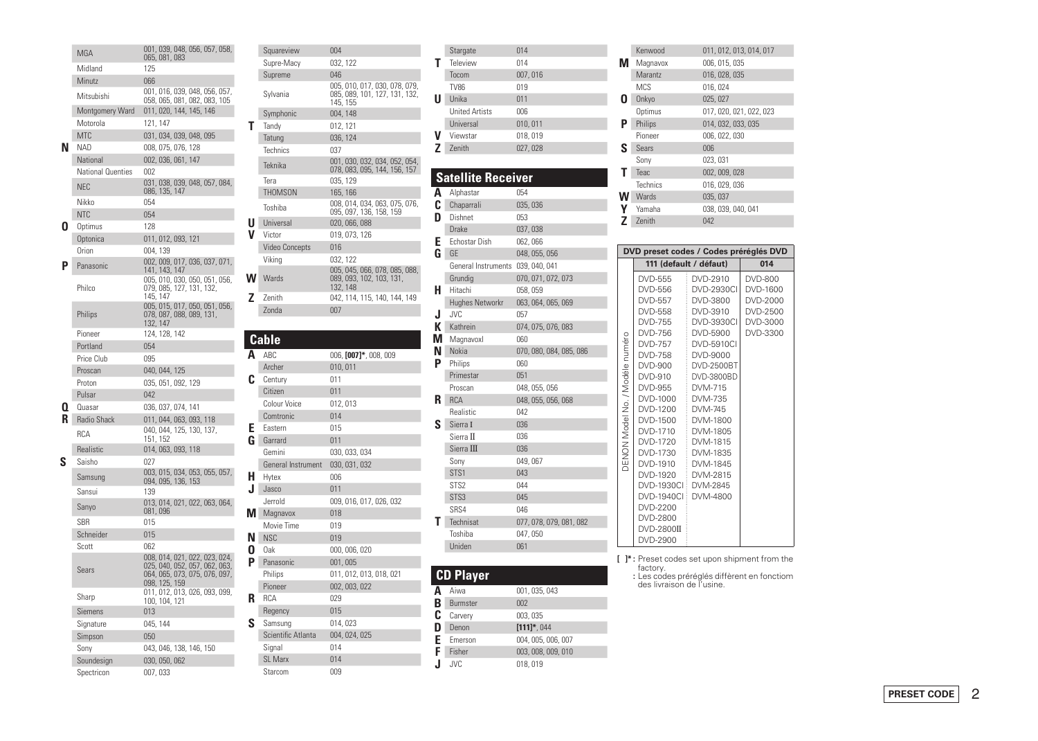| | | |
|---|---|---|
| | MGA | 001, 039, 048, 056, 057, 058, 065, 081, 083 |
| | Midland | 125 |
| | Minutz | 066 |
| | Mitsubishi | 001, 016, 039, 048, 056, 057, 058, 065, 081, 082, 083, 105 |
| | Montgomery Ward | 011, 020, 144, 145, 146 |
| | Motorola | 121, 147 |
| | MTC | 031, 034, 039, 048, 095 |
| N | NAD | 008, 075, 076, 128 |
| | National | 002, 036, 061, 147 |
| | National Quenties | 002 |
| | NEC | 031, 038, 039, 048, 057, 084, 086, 135, 147 |
| | Nikko | 054 |
| | NTC | 054 |
| O | Optimus | 128 |
| | Optonica | 011, 012, 093, 121 |
| | Orion | 004, 139 |
| P | Panasonic | 002, 009, 017, 036, 037, 071, 141, 143, 147 |
| | Philco | 005, 010, 030, 050, 051, 056, 079, 085, 127, 131, 132, 145, 147 |
| | Philips | 005, 015, 017, 050, 051, 056, 078, 087, 088, 089, 131, 132, 147 |
| | Pioneer | 124, 128, 142 |
| | Portland | 054 |
| | Price Club | 095 |
| | Proscan | 040, 044, 125 |
| | Proton | 035, 051, 092, 129 |
| | Pulsar | 042 |
| Q | Quasar | 036, 037, 074, 141 |
| R | Radio Shack | 011, 044, 063, 093, 118 |
| | RCA | 040, 044, 125, 130, 137, 151, 152 |
| | Realistic | 014, 063, 093, 118 |
| S | Saisho | 027 |
| | Samsung | 003, 015, 034, 053, 055, 057, 094, 095, 136, 153 |
| | Sansui | 139 |
| | Sanyo | 013, 014, 021, 022, 063, 064, 081, 096 |
| | SBR | 015 |
| | Schneider | 015 |
| | Scott | 062 |
| | Sears | 008, 014, 021, 022, 023, 024, 025, 040, 052, 057, 062, 063, 064, 065, 073, 075, 076, 097, 098, 125, 159 |
| | Sharp | 011, 012, 013, 026, 093, 099, 100, 104, 121 |
| | Siemens | 013 |
| | Signature | 045, 144 |
| | Simpson | 050 |
| | Sony | 043, 046, 138, 146, 150 |
| | Soundesign | 030, 050, 062 |
| | Spectricon | 007, 033 |
| | Squareview | 004 |
| | Supre-Macy | 032, 122 |
| | Supreme | 046 |
| | Sylvania | 005, 010, 017, 030, 078, 079, 085, 089, 101, 127, 131, 132, 145, 155 |
| | Symphonic | 004, 148 |
| T | Tandy | 012, 121 |
| | Tatung | 036, 124 |
| | Technics | 037 |
| | Teknika | 001, 030, 032, 034, 052, 054, 078, 083, 095, 144, 156, 157 |
| | Tera | 035, 129 |
| | THOMSON | 165, 166 |
| | Toshiba | 008, 014, 034, 063, 075, 076, 095, 097, 136, 158, 159 |
| U | Universal | 020, 066, 088 |
| V | Victor | 019, 073, 126 |
| | Video Concepts | 016 |
| | Viking | 032, 122 |
| W | Wards | 005, 045, 066, 078, 085, 088, 089, 093, 102, 103, 131, 132, 148 |
| Z | Zenith | 042, 114, 115, 140, 144, 149 |
| | Zonda | 007 |

## Cable

| | | |
|---|---|---|
| A | ABC | 006, **[007]***, 008, 009 |
| | Archer | 010, 011 |
| C | Century | 011 |
| | Citizen | 011 |
| | Colour Voice | 012, 013 |
| | Comtronic | 014 |
| E | Eastern | 015 |
| G | Garrard | 011 |
| | Gemini | 030, 033, 034 |
| | General Instrument | 030, 031, 032 |
| H | Hytex | 006 |
| J | Jasco | 011 |
| | Jerrold | 009, 016, 017, 026, 032 |
| M | Magnavox | 018 |
| | Movie Time | 019 |
| N | NSC | 019 |
| O | Oak | 000, 006, 020 |
| P | Panasonic | 001, 005 |
| | Philips | 011, 012, 013, 018, 021 |
| | Pioneer | 002, 003, 022 |
| R | RCA | 029 |
| | Regency | 015 |
| S | Samsung | 014, 023 |
| | Scientific Atlanta | 004, 024, 025 |
| | Signal | 014 |
| | SL Marx | 014 |
| | Starcom | 009 |
| | Stargate | 014 |
| T | Teleview | 014 |
| | Tocom | 007, 016 |
| | TV86 | 019 |
| U | Unika | 011 |
| | United Artists | 006 |
| | Universal | 010, 011 |
| V | Viewstar | 018, 019 |
| Z | Zenith | 027, 028 |

## Satellite Receiver

| | | |
|---|---|---|
| A | Alphastar | 054 |
| C | Chaparrali | 035, 036 |
| D | Dishnet | 053 |
| | Drake | 037, 038 |
| E | Echostar Dish | 062, 066 |
| G | GE | 048, 055, 056 |
| | General Instruments | 039, 040, 041 |
| | Grundig | 070, 071, 072, 073 |
| H | Hitachi | 058, 059 |
| | Hughes Networkr | 063, 064, 065, 069 |
| J | JVC | 057 |
| K | Kathrein | 074, 075, 076, 083 |
| M | Magnavoxl | 060 |
| N | Nokia | 070, 080, 084, 085, 086 |
| P | Philips | 060 |
| | Primestar | 051 |
| | Proscan | 048, 055, 056 |
| R | RCA | 048, 055, 056, 068 |
| | Realistic | 042 |
| S | Sierra I | 036 |
| | Sierra II | 036 |
| | Sierra III | 036 |
| | Sony | 049, 067 |
| | STS1 | 043 |
| | STS2 | 044 |
| | STS3 | 045 |
| | SRS4 | 046 |
| T | Technisat | 077, 078, 079, 081, 082 |
| | Toshiba | 047, 050 |
| | Uniden | 061 |

## CD Player

| | | |
|---|---|---|
| A | Aiwa | 001, 035, 043 |
| B | Burmster | 002 |
| C | Carvery | 003, 035 |
| D | Denon | **[111]***, 044 |
| E | Emerson | 004, 005, 006, 007 |
| F | Fisher | 003, 008, 009, 010 |
| J | JVC | 018, 019 |
| | Kenwood | 011, 012, 013, 014, 017 |
| M | Magnavox | 006, 015, 035 |
| | Marantz | 016, 028, 035 |
| | MCS | 016, 024 |
| O | Onkyo | 025, 027 |
| | Optimus | 017, 020, 021, 022, 023 |
| P | Philips | 014, 032, 033, 035 |
| | Pioneer | 006, 022, 030 |
| S | Sears | 006 |
| | Sony | 023, 031 |
| T | Teac | 002, 009, 028 |
| | Technics | 016, 029, 036 |
| W | Wards | 035, 037 |
| Y | Yamaha | 038, 039, 040, 041 |
| Z | Zenith | 042 |

**DVD preset codes / Codes préréglés DVD**

| DENON Model No. / Modèle numéro | 111 (default / défaut) | | 014 |
|---|---|---|---|
| | DVD-555 | DVD-2910 | DVD-800 |
| | DVD-556 | DVD-2930CI | DVD-1600 |
| | DVD-557 | DVD-3800 | DVD-2000 |
| | DVD-558 | DVD-3910 | DVD-2500 |
| | DVD-755 | DVD-3930CI | DVD-3000 |
| | DVD-756 | DVD-5900 | DVD-3300 |
| | DVD-757 | DVD-5910CI | |
| | DVD-758 | DVD-9000 | |
| | DVD-900 | DVD-2500BT | |
| | DVD-910 | DVD-3800BD | |
| | DVD-955 | DVM-715 | |
| | DVD-1000 | DVM-735 | |
| | DVD-1200 | DVM-745 | |
| | DVD-1500 | DVM-1800 | |
| | DVD-1710 | DVM-1805 | |
| | DVD-1720 | DVM-1815 | |
| | DVD-1730 | DVM-1835 | |
| | DVD-1910 | DVM-1845 | |
| | DVD-1920 | DVM-2815 | |
| | DVD-1930CI | DVM-2845 | |
| | DVD-1940CI | DVM-4800 | |
| | DVD-2200 | | |
| | DVD-2800 | | |
| | DVD-2800II | | |
| | DVD-2900 | | |

**[ ]*** : Preset codes set upon shipment from the factory.
: Les codes préréglés diffèrent en fonctiom des livraison de l'usine.